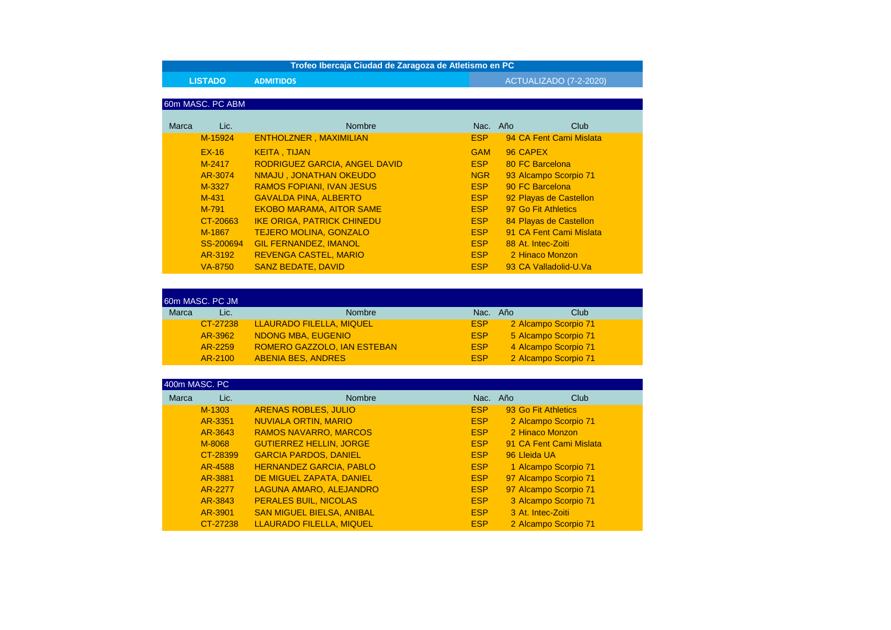# Trofeo Ibercaja Ciudad de Zaragoza de Atletismo en PC

**LISTADO** **ADMITIDOS** ACTUALIZADO (7-2-2020)

## 60m MASC. PC ABM

| Marca | Lic. | Nombre | Nac. | Año | Club |
|---|---|---|---|---|---|
| | M-15924 | ENTHOLZNER , MAXIMILIAN | ESP | 94 | CA Fent Cami Mislata |
| | EX-16 | KEITA , TIJAN | GAM | 96 | CAPEX |
| | M-2417 | RODRIGUEZ GARCIA, ANGEL DAVID | ESP | 80 | FC Barcelona |
| | AR-3074 | NMAJU , JONATHAN OKEUDO | NGR | 93 | Alcampo Scorpio 71 |
| | M-3327 | RAMOS FOPIANI, IVAN JESUS | ESP | 90 | FC Barcelona |
| | M-431 | GAVALDA PINA, ALBERTO | ESP | 92 | Playas de Castellon |
| | M-791 | EKOBO MARAMA, AITOR SAME | ESP | 97 | Go Fit Athletics |
| | CT-20663 | IKE ORIGA, PATRICK CHINEDU | ESP | 84 | Playas de Castellon |
| | M-1867 | TEJERO MOLINA, GONZALO | ESP | 91 | CA Fent Cami Mislata |
| | SS-200694 | GIL FERNANDEZ, IMANOL | ESP | 88 | At. Intec-Zoiti |
| | AR-3192 | REVENGA CASTEL, MARIO | ESP | 2 | Hinaco Monzon |
| | VA-8750 | SANZ BEDATE, DAVID | ESP | 93 | CA Valladolid-U.Va |

## 60m MASC. PC JM

| Marca | Lic. | Nombre | Nac. | Año | Club |
|---|---|---|---|---|---|
| | CT-27238 | LLAURADO FILELLA, MIQUEL | ESP | 2 | Alcampo Scorpio 71 |
| | AR-3962 | NDONG MBA, EUGENIO | ESP | 5 | Alcampo Scorpio 71 |
| | AR-2259 | ROMERO GAZZOLO, IAN ESTEBAN | ESP | 4 | Alcampo Scorpio 71 |
| | AR-2100 | ABENIA BES, ANDRES | ESP | 2 | Alcampo Scorpio 71 |

## 400m MASC. PC

| Marca | Lic. | Nombre | Nac. | Año | Club |
|---|---|---|---|---|---|
| | M-1303 | ARENAS ROBLES, JULIO | ESP | 93 | Go Fit Athletics |
| | AR-3351 | NUVIALA ORTIN, MARIO | ESP | 2 | Alcampo Scorpio 71 |
| | AR-3643 | RAMOS NAVARRO, MARCOS | ESP | 2 | Hinaco Monzon |
| | M-8068 | GUTIERREZ HELLIN, JORGE | ESP | 91 | CA Fent Cami Mislata |
| | CT-28399 | GARCIA PARDOS, DANIEL | ESP | 96 | Lleida UA |
| | AR-4588 | HERNANDEZ GARCIA, PABLO | ESP | 1 | Alcampo Scorpio 71 |
| | AR-3881 | DE MIGUEL ZAPATA, DANIEL | ESP | 97 | Alcampo Scorpio 71 |
| | AR-2277 | LAGUNA AMARO, ALEJANDRO | ESP | 97 | Alcampo Scorpio 71 |
| | AR-3843 | PERALES BUIL, NICOLAS | ESP | 3 | Alcampo Scorpio 71 |
| | AR-3901 | SAN MIGUEL BIELSA, ANIBAL | ESP | 3 | At. Intec-Zoiti |
| | CT-27238 | LLAURADO FILELLA, MIQUEL | ESP | 2 | Alcampo Scorpio 71 |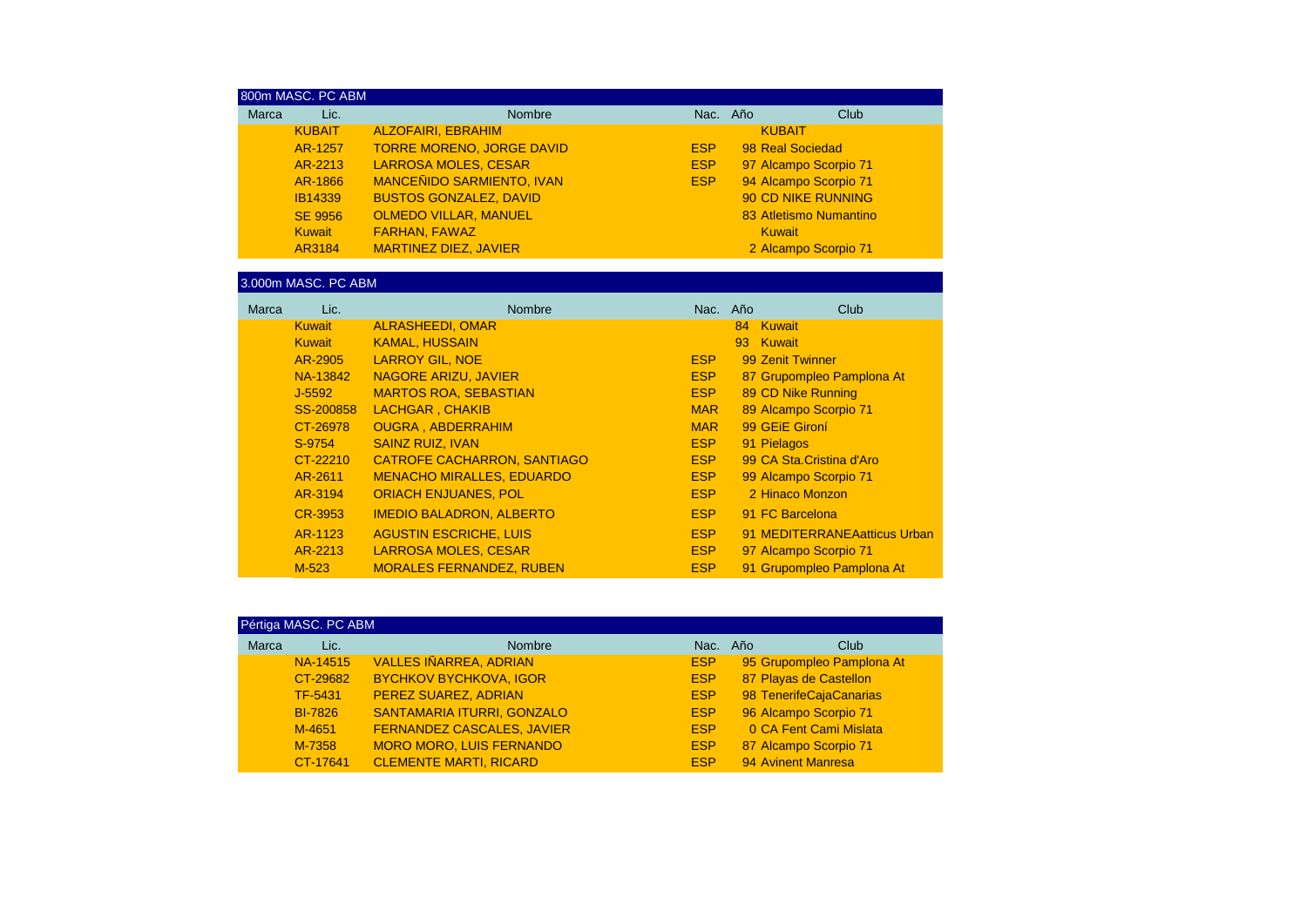## 800m MASC. PC ABM

| Marca | Lic. | Nombre | Nac. | Año | Club |
|---|---|---|---|---|---|
| | KUBAIT | ALZOFAIRI, EBRAHIM | | | KUBAIT |
| | AR-1257 | TORRE MORENO, JORGE DAVID | ESP | 98 | Real Sociedad |
| | AR-2213 | LARROSA MOLES, CESAR | ESP | 97 | Alcampo Scorpio 71 |
| | AR-1866 | MANCEÑIDO SARMIENTO, IVAN | ESP | 94 | Alcampo Scorpio 71 |
| | IB14339 | BUSTOS GONZALEZ, DAVID | | 90 | CD NIKE RUNNING |
| | SE 9956 | OLMEDO VILLAR, MANUEL | | 83 | Atletismo Numantino |
| | Kuwait | FARHAN, FAWAZ | | | Kuwait |
| | AR3184 | MARTINEZ DIEZ, JAVIER | | 2 | Alcampo Scorpio 71 |

## 3.000m MASC. PC ABM

| Marca | Lic. | Nombre | Nac. | Año | Club |
|---|---|---|---|---|---|
| | Kuwait | ALRASHEEDI, OMAR | | 84 | Kuwait |
| | Kuwait | KAMAL, HUSSAIN | | 93 | Kuwait |
| | AR-2905 | LARROY GIL, NOE | ESP | 99 | Zenit Twinner |
| | NA-13842 | NAGORE ARIZU, JAVIER | ESP | 87 | Grupompleo Pamplona At |
| | J-5592 | MARTOS ROA, SEBASTIAN | ESP | 89 | CD Nike Running |
| | SS-200858 | LACHGAR , CHAKIB | MAR | 89 | Alcampo Scorpio 71 |
| | CT-26978 | OUGRA , ABDERRAHIM | MAR | 99 | GEiE Gironí |
| | S-9754 | SAINZ RUIZ, IVAN | ESP | 91 | Pielagos |
| | CT-22210 | CATROFE CACHARRON, SANTIAGO | ESP | 99 | CA Sta.Cristina d'Aro |
| | AR-2611 | MENACHO MIRALLES, EDUARDO | ESP | 99 | Alcampo Scorpio 71 |
| | AR-3194 | ORIACH ENJUANES, POL | ESP | 2 | Hinaco Monzon |
| | CR-3953 | IMEDIO BALADRON, ALBERTO | ESP | 91 | FC Barcelona |
| | AR-1123 | AGUSTIN ESCRICHE, LUIS | ESP | 91 | MEDITERRANEAatticus Urban |
| | AR-2213 | LARROSA MOLES, CESAR | ESP | 97 | Alcampo Scorpio 71 |
| | M-523 | MORALES FERNANDEZ, RUBEN | ESP | 91 | Grupompleo Pamplona At |

## Pértiga MASC. PC ABM

| Marca | Lic. | Nombre | Nac. | Año | Club |
|---|---|---|---|---|---|
| | NA-14515 | VALLES IÑARREA, ADRIAN | ESP | 95 | Grupompleo Pamplona At |
| | CT-29682 | BYCHKOV BYCHKOVA, IGOR | ESP | 87 | Playas de Castellon |
| | TF-5431 | PEREZ SUAREZ, ADRIAN | ESP | 98 | TenerifeCajaCanarias |
| | BI-7826 | SANTAMARIA ITURRI, GONZALO | ESP | 96 | Alcampo Scorpio 71 |
| | M-4651 | FERNANDEZ CASCALES, JAVIER | ESP | 0 | CA Fent Cami Mislata |
| | M-7358 | MORO MORO, LUIS FERNANDO | ESP | 87 | Alcampo Scorpio 71 |
| | CT-17641 | CLEMENTE MARTI, RICARD | ESP | 94 | Avinent Manresa |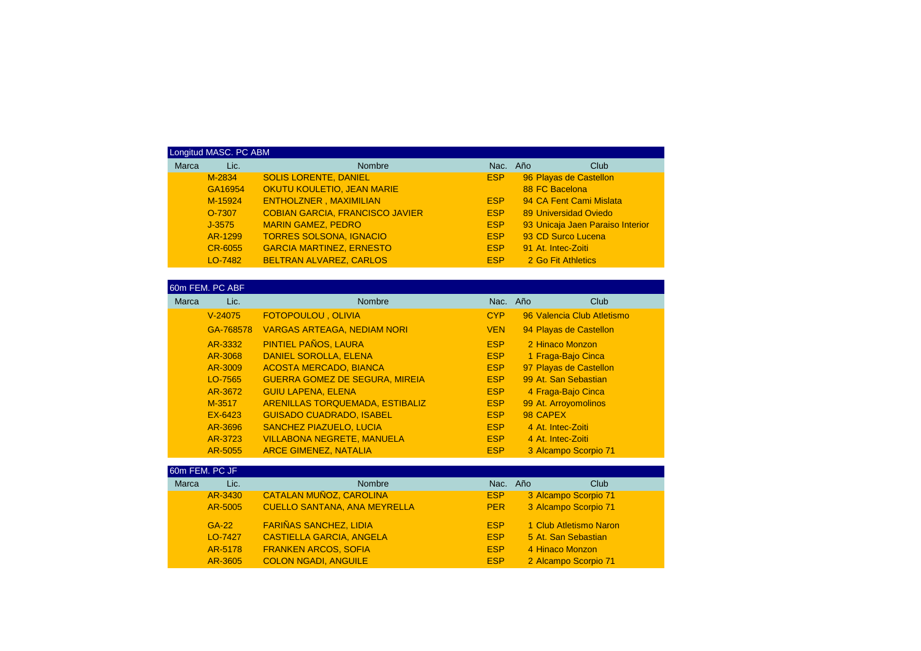## Longitud MASC. PC ABM

| Marca | Lic. | Nombre | Nac. | Año | Club |
|---|---|---|---|---|---|
| | M-2834 | SOLIS LORENTE, DANIEL | ESP | 96 | Playas de Castellon |
| | GA16954 | OKUTU KOULETIO, JEAN MARIE | | 88 | FC Bacelona |
| | M-15924 | ENTHOLZNER , MAXIMILIAN | ESP | 94 | CA Fent Cami Mislata |
| | O-7307 | COBIAN GARCIA, FRANCISCO JAVIER | ESP | 89 | Universidad Oviedo |
| | J-3575 | MARIN GAMEZ, PEDRO | ESP | 93 | Unicaja Jaen Paraiso Interior |
| | AR-1299 | TORRES SOLSONA, IGNACIO | ESP | 93 | CD Surco Lucena |
| | CR-6055 | GARCIA MARTINEZ, ERNESTO | ESP | 91 | At. Intec-Zoiti |
| | LO-7482 | BELTRAN ALVAREZ, CARLOS | ESP | 2 | Go Fit Athletics |

## 60m FEM. PC ABF

| Marca | Lic. | Nombre | Nac. | Año | Club |
|---|---|---|---|---|---|
| | V-24075 | FOTOPOULOU , OLIVIA | CYP | 96 | Valencia Club Atletismo |
| | GA-768578 | VARGAS ARTEAGA, NEDIAM NORI | VEN | 94 | Playas de Castellon |
| | AR-3332 | PINTIEL PAÑOS, LAURA | ESP | 2 | Hinaco Monzon |
| | AR-3068 | DANIEL SOROLLA, ELENA | ESP | 1 | Fraga-Bajo Cinca |
| | AR-3009 | ACOSTA MERCADO, BIANCA | ESP | 97 | Playas de Castellon |
| | LO-7565 | GUERRA GOMEZ DE SEGURA, MIREIA | ESP | 99 | At. San Sebastian |
| | AR-3672 | GUIU LAPENA, ELENA | ESP | 4 | Fraga-Bajo Cinca |
| | M-3517 | ARENILLAS TORQUEMADA, ESTIBALIZ | ESP | 99 | At. Arroyomolinos |
| | EX-6423 | GUISADO CUADRADO, ISABEL | ESP | 98 | CAPEX |
| | AR-3696 | SANCHEZ PIAZUELO, LUCIA | ESP | 4 | At. Intec-Zoiti |
| | AR-3723 | VILLABONA NEGRETE, MANUELA | ESP | 4 | At. Intec-Zoiti |
| | AR-5055 | ARCE GIMENEZ, NATALIA | ESP | 3 | Alcampo Scorpio 71 |

## 60m FEM. PC JF

| Marca | Lic. | Nombre | Nac. | Año | Club |
|---|---|---|---|---|---|
| | AR-3430 | CATALAN MUÑOZ, CAROLINA | ESP | 3 | Alcampo Scorpio 71 |
| | AR-5005 | CUELLO SANTANA, ANA MEYRELLA | PER | 3 | Alcampo Scorpio 71 |
| | GA-22 | FARIÑAS SANCHEZ, LIDIA | ESP | 1 | Club Atletismo Naron |
| | LO-7427 | CASTIELLA GARCIA, ANGELA | ESP | 5 | At. San Sebastian |
| | AR-5178 | FRANKEN ARCOS, SOFIA | ESP | 4 | Hinaco Monzon |
| | AR-3605 | COLON NGADI, ANGUILE | ESP | 2 | Alcampo Scorpio 71 |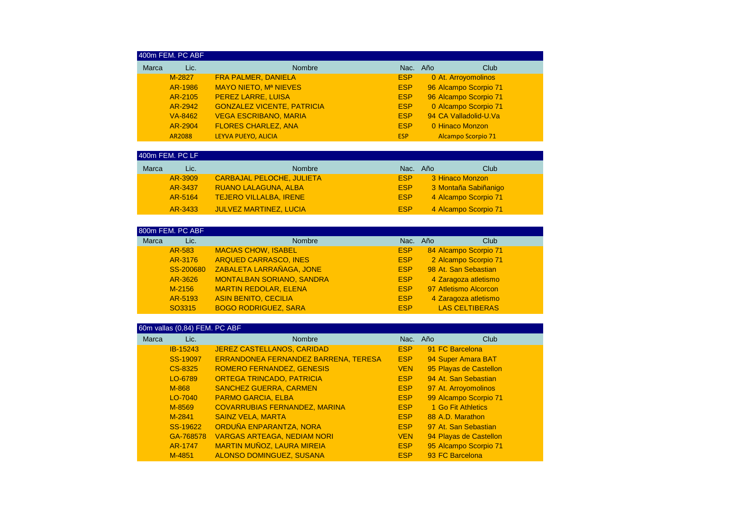## 400m FEM. PC ABF

| Marca | Lic. | Nombre | Nac. | Año | Club |
|---|---|---|---|---|---|
| | M-2827 | FRA PALMER, DANIELA | ESP | 0 | At. Arroyomolinos |
| | AR-1986 | MAYO NIETO, Mª NIEVES | ESP | 96 | Alcampo Scorpio 71 |
| | AR-2105 | PEREZ LARRE, LUISA | ESP | 96 | Alcampo Scorpio 71 |
| | AR-2942 | GONZALEZ VICENTE, PATRICIA | ESP | 0 | Alcampo Scorpio 71 |
| | VA-8462 | VEGA ESCRIBANO, MARIA | ESP | 94 | CA Valladolid-U.Va |
| | AR-2904 | FLORES CHARLEZ, ANA | ESP | 0 | Hinaco Monzon |
| | AR2088 | LEYVA PUEYO, ALICIA | ESP | | Alcampo Scorpio 71 |

## 400m FEM. PC LF

| Marca | Lic. | Nombre | Nac. | Año | Club |
|---|---|---|---|---|---|
| | AR-3909 | CARBAJAL PELOCHE, JULIETA | ESP | 3 | Hinaco Monzon |
| | AR-3437 | RUANO LALAGUNA, ALBA | ESP | 3 | Montaña Sabiñanigo |
| | AR-5164 | TEJERO VILLALBA, IRENE | ESP | 4 | Alcampo Scorpio 71 |
| | AR-3433 | JULVEZ MARTINEZ, LUCIA | ESP | 4 | Alcampo Scorpio 71 |

## 800m FEM. PC ABF

| Marca | Lic. | Nombre | Nac. | Año | Club |
|---|---|---|---|---|---|
| | AR-583 | MACIAS CHOW, ISABEL | ESP | 84 | Alcampo Scorpio 71 |
| | AR-3176 | ARQUED CARRASCO, INES | ESP | 2 | Alcampo Scorpio 71 |
| | SS-200680 | ZABALETA LARRAÑAGA, JONE | ESP | 98 | At. San Sebastian |
| | AR-3626 | MONTALBAN SORIANO, SANDRA | ESP | 4 | Zaragoza atletismo |
| | M-2156 | MARTIN REDOLAR, ELENA | ESP | 97 | Atletismo Alcorcon |
| | AR-5193 | ASIN BENITO, CECILIA | ESP | 4 | Zaragoza atletismo |
| | SO3315 | BOGO RODRIGUEZ, SARA | ESP | | LAS CELTIBERAS |

## 60m vallas (0,84) FEM. PC ABF

| Marca | Lic. | Nombre | Nac. | Año | Club |
|---|---|---|---|---|---|
| | IB-15243 | JEREZ CASTELLANOS, CARIDAD | ESP | 91 | FC Barcelona |
| | SS-19097 | ERRANDONEA FERNANDEZ BARRENA, TERESA | ESP | 94 | Super Amara BAT |
| | CS-8325 | ROMERO FERNANDEZ, GENESIS | VEN | 95 | Playas de Castellon |
| | LO-6789 | ORTEGA TRINCADO, PATRICIA | ESP | 94 | At. San Sebastian |
| | M-868 | SANCHEZ GUERRA, CARMEN | ESP | 97 | At. Arroyomolinos |
| | LO-7040 | PARMO GARCIA, ELBA | ESP | 99 | Alcampo Scorpio 71 |
| | M-8569 | COVARRUBIAS FERNANDEZ, MARINA | ESP | 1 | Go Fit Athletics |
| | M-2841 | SAINZ VELA, MARTA | ESP | 88 | A.D. Marathon |
| | SS-19622 | ORDUÑA ENPARANTZA, NORA | ESP | 97 | At. San Sebastian |
| | GA-768578 | VARGAS ARTEAGA, NEDIAM NORI | VEN | 94 | Playas de Castellon |
| | AR-1747 | MARTIN MUÑOZ, LAURA MIREIA | ESP | 95 | Alcampo Scorpio 71 |
| | M-4851 | ALONSO DOMINGUEZ, SUSANA | ESP | 93 | FC Barcelona |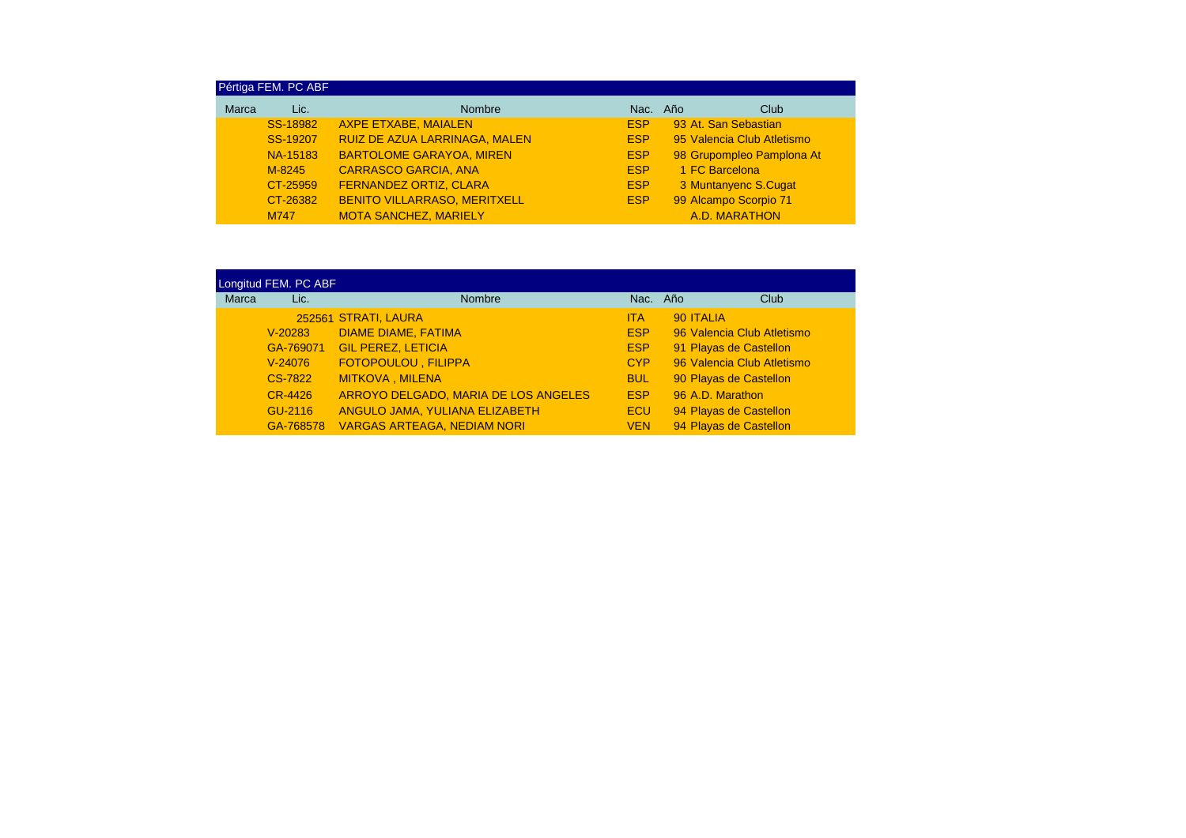## Pértiga FEM. PC ABF

| Marca | Lic. | Nombre | Nac. | Año | Club |
|---|---|---|---|---|---|
| | SS-18982 | AXPE ETXABE, MAIALEN | ESP | 93 | At. San Sebastian |
| | SS-19207 | RUIZ DE AZUA LARRINAGA, MALEN | ESP | 95 | Valencia Club Atletismo |
| | NA-15183 | BARTOLOME GARAYOA, MIREN | ESP | 98 | Grupompleo Pamplona At |
| | M-8245 | CARRASCO GARCIA, ANA | ESP | 1 | FC Barcelona |
| | CT-25959 | FERNANDEZ ORTIZ, CLARA | ESP | 3 | Muntanyenc S.Cugat |
| | CT-26382 | BENITO VILLARRASO, MERITXELL | ESP | 99 | Alcampo Scorpio 71 |
| | M747 | MOTA SANCHEZ, MARIELY | | | A.D. MARATHON |

## Longitud FEM. PC ABF

| Marca | Lic. | Nombre | Nac. | Año | Club |
|---|---|---|---|---|---|
| | 252561 | STRATI, LAURA | ITA | 90 | ITALIA |
| | V-20283 | DIAME DIAME, FATIMA | ESP | 96 | Valencia Club Atletismo |
| | GA-769071 | GIL PEREZ, LETICIA | ESP | 91 | Playas de Castellon |
| | V-24076 | FOTOPOULOU , FILIPPA | CYP | 96 | Valencia Club Atletismo |
| | CS-7822 | MITKOVA , MILENA | BUL | 90 | Playas de Castellon |
| | CR-4426 | ARROYO DELGADO, MARIA DE LOS ANGELES | ESP | 96 | A.D. Marathon |
| | GU-2116 | ANGULO JAMA, YULIANA ELIZABETH | ECU | 94 | Playas de Castellon |
| | GA-768578 | VARGAS ARTEAGA, NEDIAM NORI | VEN | 94 | Playas de Castellon |